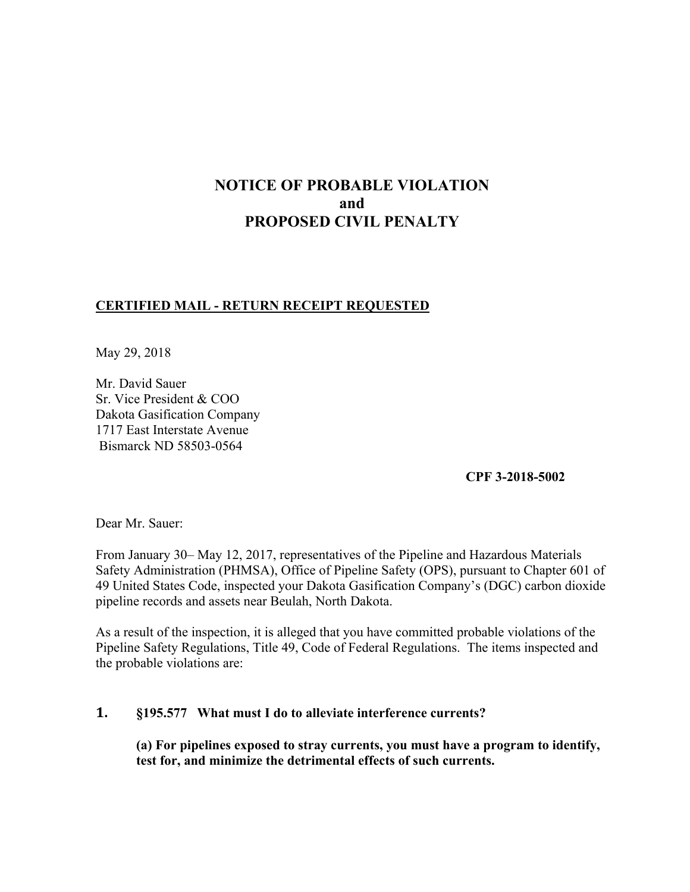# NOTICE OF PROBABLE VIOLATION
# and
# PROPOSED CIVIL PENALTY

**CERTIFIED MAIL - RETURN RECEIPT REQUESTED**

May 29, 2018

Mr. David Sauer
Sr. Vice President & COO
Dakota Gasification Company
1717 East Interstate Avenue
Bismarck ND 58503-0564

**CPF 3-2018-5002**

Dear Mr. Sauer:

From January 30– May 12, 2017, representatives of the Pipeline and Hazardous Materials Safety Administration (PHMSA), Office of Pipeline Safety (OPS), pursuant to Chapter 601 of 49 United States Code, inspected your Dakota Gasification Company's (DGC) carbon dioxide pipeline records and assets near Beulah, North Dakota.

As a result of the inspection, it is alleged that you have committed probable violations of the Pipeline Safety Regulations, Title 49, Code of Federal Regulations. The items inspected and the probable violations are:

**1. §195.577 What must I do to alleviate interference currents?**

**(a) For pipelines exposed to stray currents, you must have a program to identify, test for, and minimize the detrimental effects of such currents.**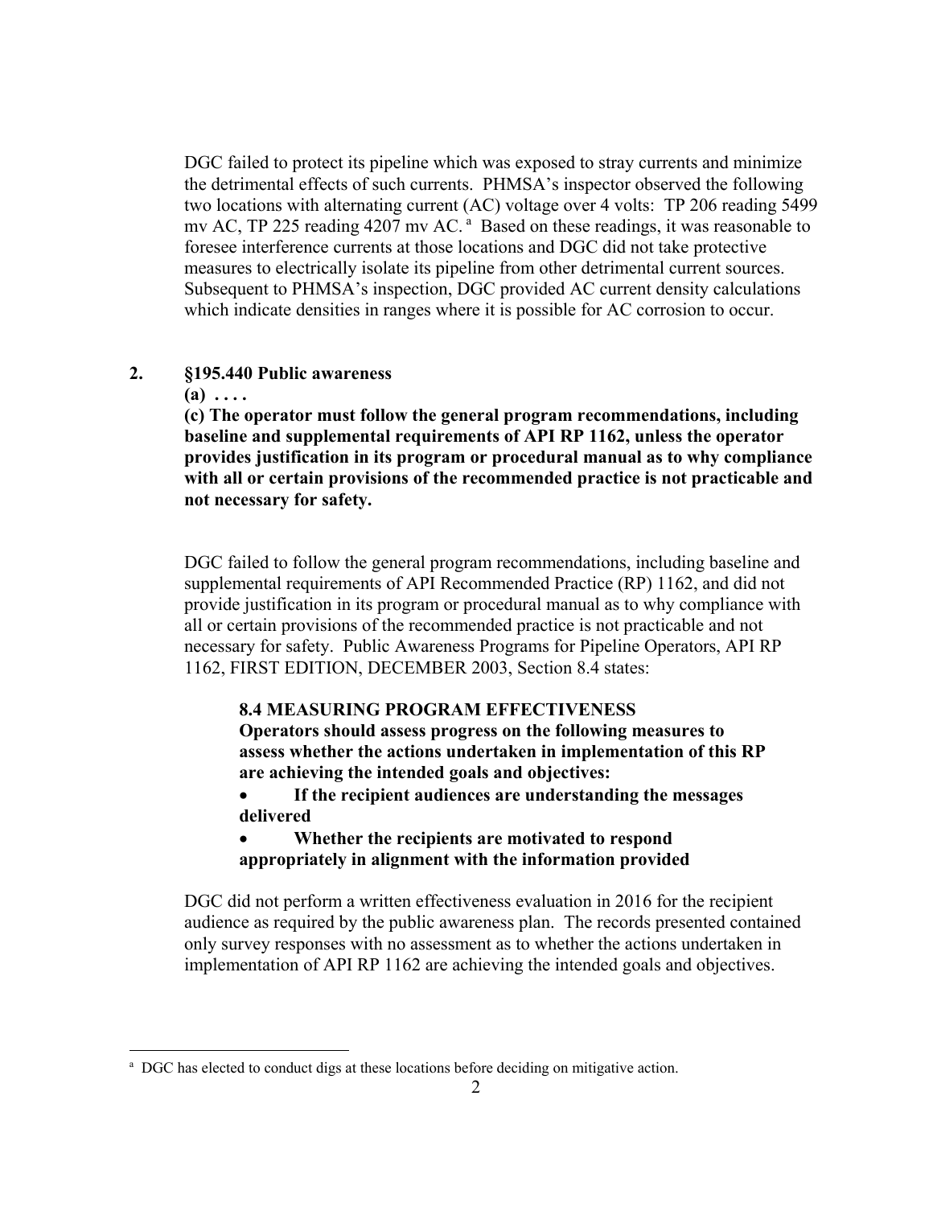DGC failed to protect its pipeline which was exposed to stray currents and minimize the detrimental effects of such currents. PHMSA's inspector observed the following two locations with alternating current (AC) voltage over 4 volts: TP 206 reading 5499 mv AC, TP 225 reading 4207 mv AC.[a] Based on these readings, it was reasonable to foresee interference currents at those locations and DGC did not take protective measures to electrically isolate its pipeline from other detrimental current sources. Subsequent to PHMSA's inspection, DGC provided AC current density calculations which indicate densities in ranges where it is possible for AC corrosion to occur.

**2. §195.440 Public awareness**

**(a) . . . .**

**(c) The operator must follow the general program recommendations, including baseline and supplemental requirements of API RP 1162, unless the operator provides justification in its program or procedural manual as to why compliance with all or certain provisions of the recommended practice is not practicable and not necessary for safety.**

DGC failed to follow the general program recommendations, including baseline and supplemental requirements of API Recommended Practice (RP) 1162, and did not provide justification in its program or procedural manual as to why compliance with all or certain provisions of the recommended practice is not practicable and not necessary for safety. Public Awareness Programs for Pipeline Operators, API RP 1162, FIRST EDITION, DECEMBER 2003, Section 8.4 states:

> **8.4 MEASURING PROGRAM EFFECTIVENESS**
> **Operators should assess progress on the following measures to assess whether the actions undertaken in implementation of this RP are achieving the intended goals and objectives:**
>
> - **If the recipient audiences are understanding the messages delivered**
> - **Whether the recipients are motivated to respond appropriately in alignment with the information provided**

DGC did not perform a written effectiveness evaluation in 2016 for the recipient audience as required by the public awareness plan. The records presented contained only survey responses with no assessment as to whether the actions undertaken in implementation of API RP 1162 are achieving the intended goals and objectives.

---

[a] DGC has elected to conduct digs at these locations before deciding on mitigative action.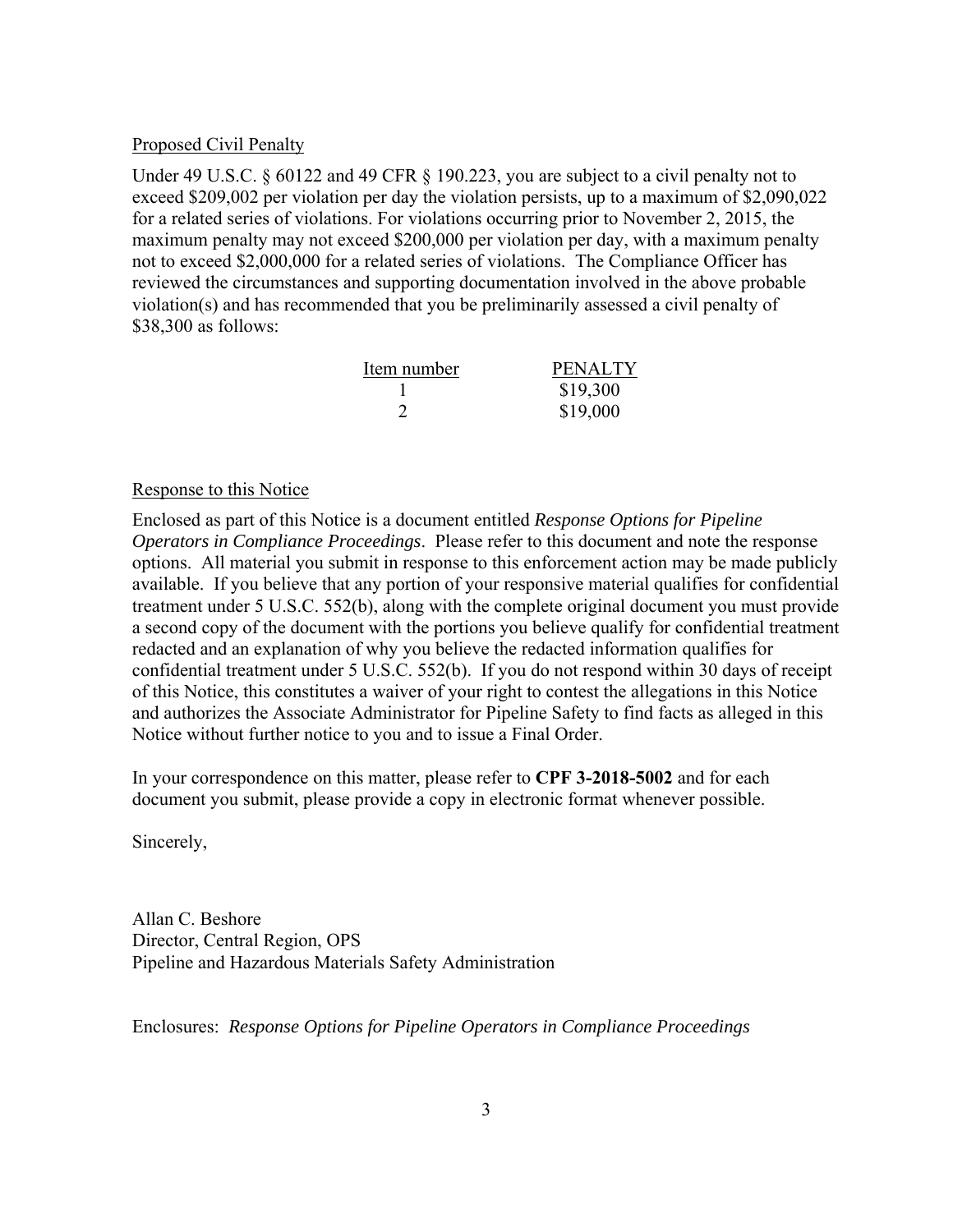<u>Proposed Civil Penalty</u>

Under 49 U.S.C. § 60122 and 49 CFR § 190.223, you are subject to a civil penalty not to exceed $209,002 per violation per day the violation persists, up to a maximum of $2,090,022 for a related series of violations. For violations occurring prior to November 2, 2015, the maximum penalty may not exceed $200,000 per violation per day, with a maximum penalty not to exceed $2,000,000 for a related series of violations. The Compliance Officer has reviewed the circumstances and supporting documentation involved in the above probable violation(s) and has recommended that you be preliminarily assessed a civil penalty of $38,300 as follows:

| Item number | PENALTY |
|---|---|
| 1 | $19,300 |
| 2 | $19,000 |

<u>Response to this Notice</u>

Enclosed as part of this Notice is a document entitled *Response Options for Pipeline Operators in Compliance Proceedings*. Please refer to this document and note the response options. All material you submit in response to this enforcement action may be made publicly available. If you believe that any portion of your responsive material qualifies for confidential treatment under 5 U.S.C. 552(b), along with the complete original document you must provide a second copy of the document with the portions you believe qualify for confidential treatment redacted and an explanation of why you believe the redacted information qualifies for confidential treatment under 5 U.S.C. 552(b). If you do not respond within 30 days of receipt of this Notice, this constitutes a waiver of your right to contest the allegations in this Notice and authorizes the Associate Administrator for Pipeline Safety to find facts as alleged in this Notice without further notice to you and to issue a Final Order.

In your correspondence on this matter, please refer to **CPF 3-2018-5002** and for each document you submit, please provide a copy in electronic format whenever possible.

Sincerely,

Allan C. Beshore
Director, Central Region, OPS
Pipeline and Hazardous Materials Safety Administration

Enclosures: *Response Options for Pipeline Operators in Compliance Proceedings*